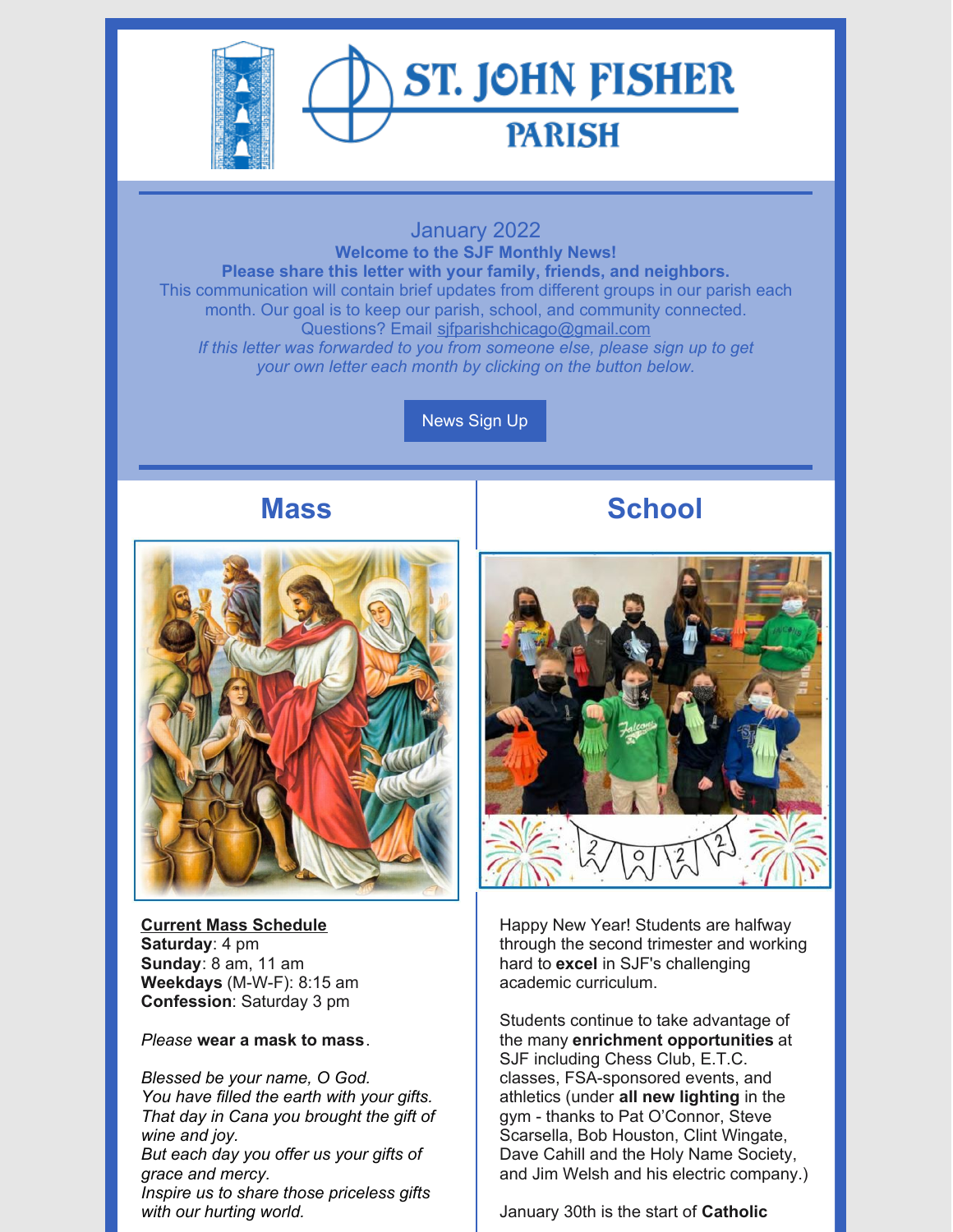# ST. JOHN FISHER PARISH

January 2022

**Welcome to the SJF Monthly News!**

**Please share this letter with your family, friends, and neighbors.**

This communication will contain brief updates from different groups in our parish each month. Our goal is to keep our parish, school, and community connected.

Questions? Email sjfparishchicago@gmail.com

*If this letter was forwarded to you from someone else, please sign up to get your own letter each month by clicking on the button below.*

News Sign Up

## Mass

**Current Mass Schedule**

**Saturday**: 4 pm
**Sunday**: 8 am, 11 am
**Weekdays** (M-W-F): 8:15 am
**Confession**: Saturday 3 pm

*Please* **wear a mask to mass**.

*Blessed be your name, O God.*
*You have filled the earth with your gifts.*
*That day in Cana you brought the gift of wine and joy.*
*But each day you offer us your gifts of grace and mercy.*
*Inspire us to share those priceless gifts with our hurting world.*

## School

Happy New Year! Students are halfway through the second trimester and working hard to **excel** in SJF's challenging academic curriculum.

Students continue to take advantage of the many **enrichment opportunities** at SJF including Chess Club, E.T.C. classes, FSA-sponsored events, and athletics (under **all new lighting** in the gym - thanks to Pat O'Connor, Steve Scarsella, Bob Houston, Clint Wingate, Dave Cahill and the Holy Name Society, and Jim Welsh and his electric company.)

January 30th is the start of **Catholic**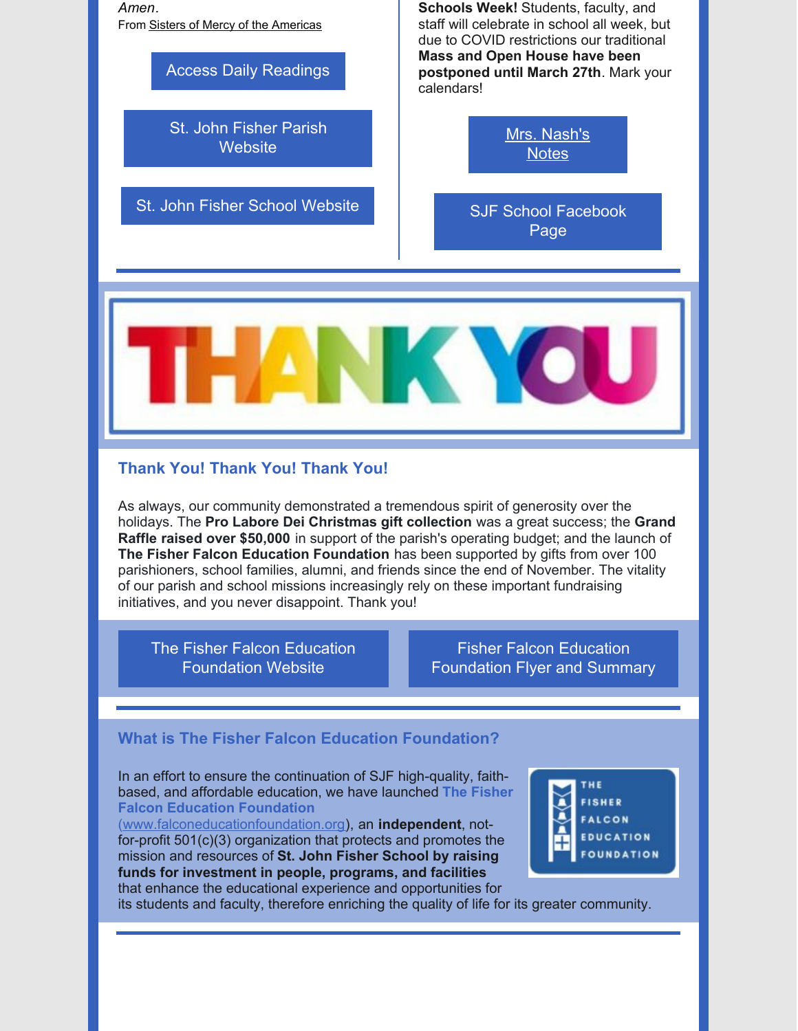*Amen*.

From Sisters of Mercy of the Americas

Access Daily Readings

St. John Fisher Parish Website

St. John Fisher School Website

**Schools Week!** Students, faculty, and staff will celebrate in school all week, but due to COVID restrictions our traditional **Mass and Open House have been postponed until March 27th**. Mark your calendars!

Mrs. Nash's Notes

SJF School Facebook Page

THANK YOU

## Thank You! Thank You! Thank You!

As always, our community demonstrated a tremendous spirit of generosity over the holidays. The **Pro Labore Dei Christmas gift collection** was a great success; the **Grand Raffle raised over $50,000** in support of the parish's operating budget; and the launch of **The Fisher Falcon Education Foundation** has been supported by gifts from over 100 parishioners, school families, alumni, and friends since the end of November. The vitality of our parish and school missions increasingly rely on these important fundraising initiatives, and you never disappoint. Thank you!

The Fisher Falcon Education Foundation Website

Fisher Falcon Education Foundation Flyer and Summary

## What is The Fisher Falcon Education Foundation?

In an effort to ensure the continuation of SJF high-quality, faith-based, and affordable education, we have launched **The Fisher Falcon Education Foundation** (www.falconeducationfoundation.org), an **independent**, not-for-profit 501(c)(3) organization that protects and promotes the mission and resources of **St. John Fisher School by raising funds for investment in people, programs, and facilities** that enhance the educational experience and opportunities for its students and faculty, therefore enriching the quality of life for its greater community.

THE FISHER FALCON EDUCATION FOUNDATION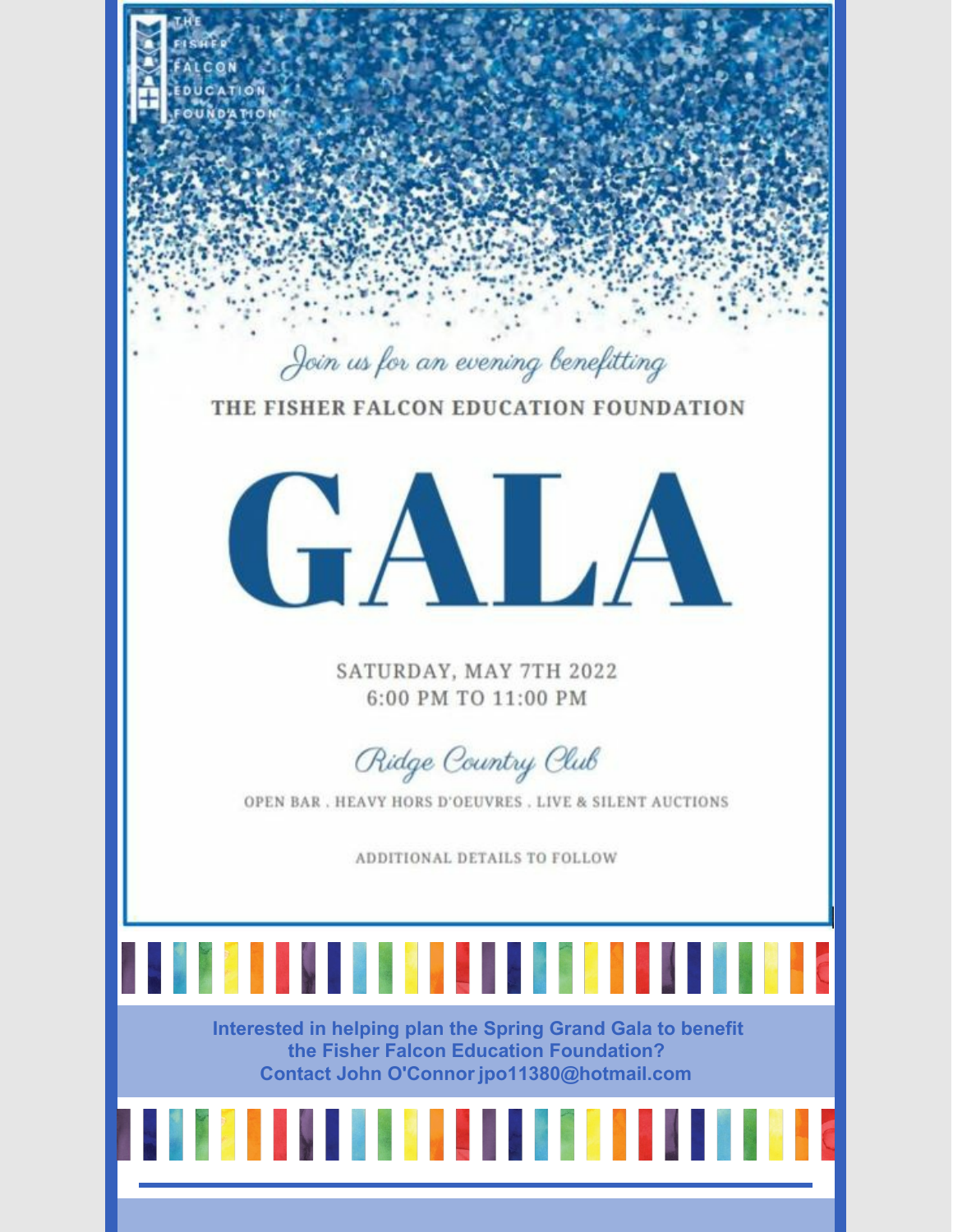THE FISHER FALCON EDUCATION FOUNDATION

*Join us for an evening benefitting*

THE FISHER FALCON EDUCATION FOUNDATION

# GALA

SATURDAY, MAY 7TH 2022
6:00 PM TO 11:00 PM

*Ridge Country Club*

OPEN BAR . HEAVY HORS D'OEUVRES . LIVE & SILENT AUCTIONS

ADDITIONAL DETAILS TO FOLLOW

**Interested in helping plan the Spring Grand Gala to benefit the Fisher Falcon Education Foundation?
Contact John O'Connor jpo11380@hotmail.com**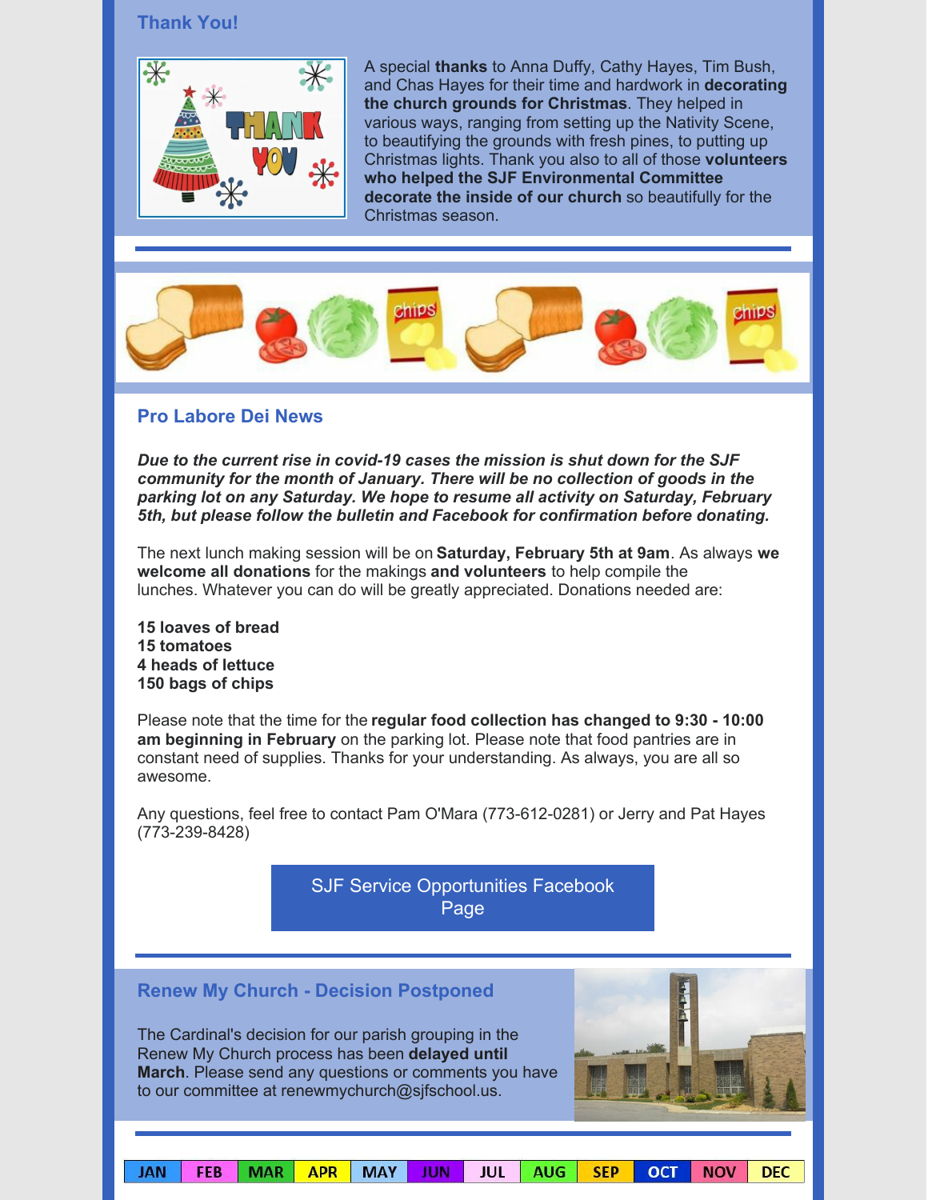## Thank You!

A special **thanks** to Anna Duffy, Cathy Hayes, Tim Bush, and Chas Hayes for their time and hardwork in **decorating the church grounds for Christmas**. They helped in various ways, ranging from setting up the Nativity Scene, to beautifying the grounds with fresh pines, to putting up Christmas lights. Thank you also to all of those **volunteers who helped the SJF Environmental Committee decorate the inside of our church** so beautifully for the Christmas season.

## Pro Labore Dei News

***Due to the current rise in covid-19 cases the mission is shut down for the SJF community for the month of January. There will be no collection of goods in the parking lot on any Saturday. We hope to resume all activity on Saturday, February 5th, but please follow the bulletin and Facebook for confirmation before donating.***

The next lunch making session will be on **Saturday, February 5th at 9am**. As always **we welcome all donations** for the makings **and volunteers** to help compile the lunches. Whatever you can do will be greatly appreciated. Donations needed are:

**15 loaves of bread**
**15 tomatoes**
**4 heads of lettuce**
**150 bags of chips**

Please note that the time for the **regular food collection has changed to 9:30 - 10:00 am beginning in February** on the parking lot. Please note that food pantries are in constant need of supplies. Thanks for your understanding. As always, you are all so awesome.

Any questions, feel free to contact Pam O'Mara (773-612-0281) or Jerry and Pat Hayes (773-239-8428)

SJF Service Opportunities Facebook Page

## Renew My Church - Decision Postponed

The Cardinal's decision for our parish grouping in the Renew My Church process has been **delayed until March**. Please send any questions or comments you have to our committee at renewmychurch@sjfschool.us.

| JAN | FEB | MAR | APR | MAY | JUN | JUL | AUG | SEP | OCT | NOV | DEC |
| --- | --- | --- | --- | --- | --- | --- | --- | --- | --- | --- | --- |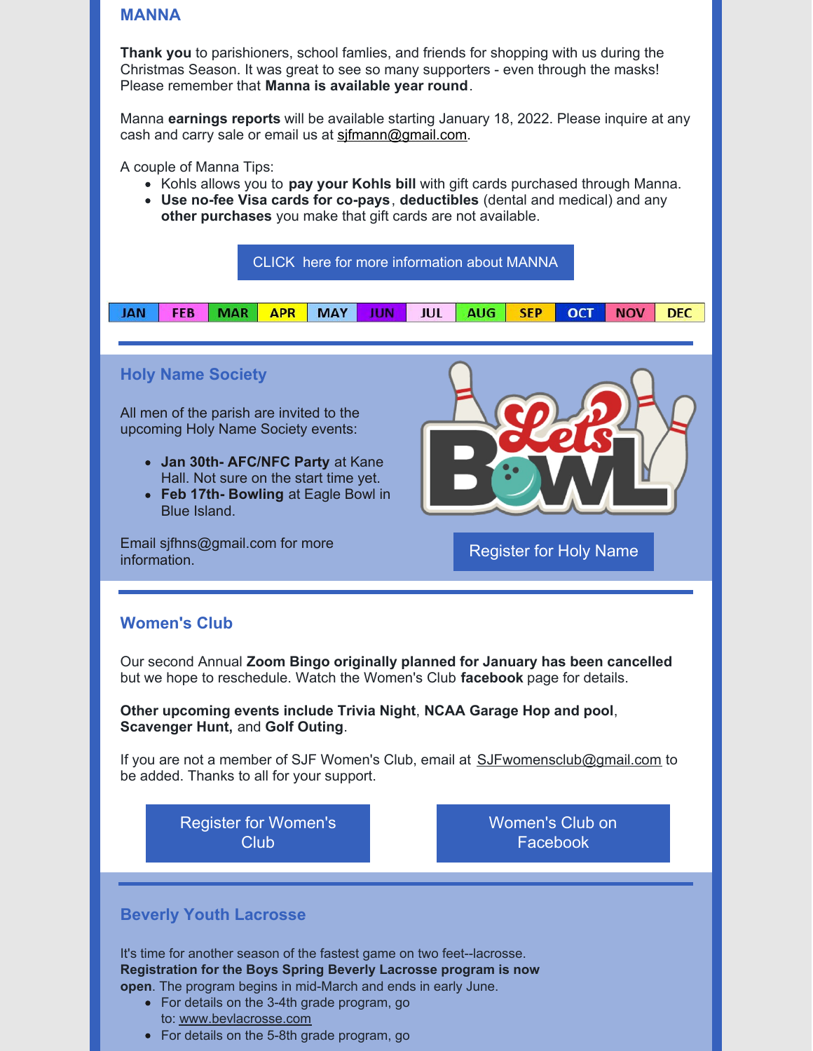## MANNA

**Thank you** to parishioners, school famlies, and friends for shopping with us during the Christmas Season. It was great to see so many supporters - even through the masks! Please remember that **Manna is available year round**.

Manna **earnings reports** will be available starting January 18, 2022. Please inquire at any cash and carry sale or email us at sjfmann@gmail.com.

A couple of Manna Tips:

- Kohls allows you to **pay your Kohls bill** with gift cards purchased through Manna.
- **Use no-fee Visa cards for co-pays**, **deductibles** (dental and medical) and any **other purchases** you make that gift cards are not available.

CLICK here for more information about MANNA

| JAN | FEB | MAR | APR | MAY | JUN | JUL | AUG | SEP | OCT | NOV | DEC |
|---|---|---|---|---|---|---|---|---|---|---|---|

## Holy Name Society

All men of the parish are invited to the upcoming Holy Name Society events:

- **Jan 30th- AFC/NFC Party** at Kane Hall. Not sure on the start time yet.
- **Feb 17th- Bowling** at Eagle Bowl in Blue Island.

Email sjfhns@gmail.com for more information.

Register for Holy Name

## Women's Club

Our second Annual **Zoom Bingo originally planned for January has been cancelled** but we hope to reschedule. Watch the Women's Club **facebook** page for details.

**Other upcoming events include Trivia Night**, **NCAA Garage Hop and pool**, **Scavenger Hunt,** and **Golf Outing**.

If you are not a member of SJF Women's Club, email at SJFwomensclub@gmail.com to be added. Thanks to all for your support.

Register for Women's Club

Women's Club on Facebook

## Beverly Youth Lacrosse

It's time for another season of the fastest game on two feet--lacrosse. **Registration for the Boys Spring Beverly Lacrosse program is now open**. The program begins in mid-March and ends in early June.

- For details on the 3-4th grade program, go to: www.bevlacrosse.com
- For details on the 5-8th grade program, go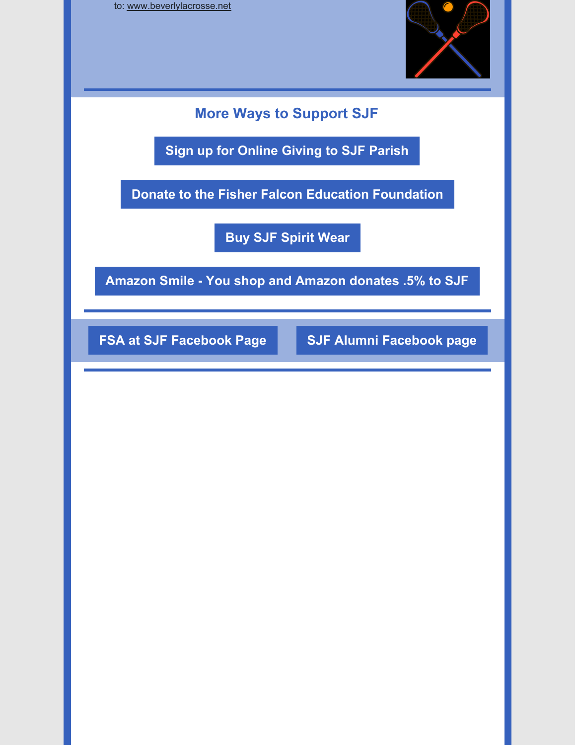to: www.beverlylacrosse.net

## More Ways to Support SJF

**Sign up for Online Giving to SJF Parish**

**Donate to the Fisher Falcon Education Foundation**

**Buy SJF Spirit Wear**

**Amazon Smile - You shop and Amazon donates .5% to SJF**

**FSA at SJF Facebook Page**

**SJF Alumni Facebook page**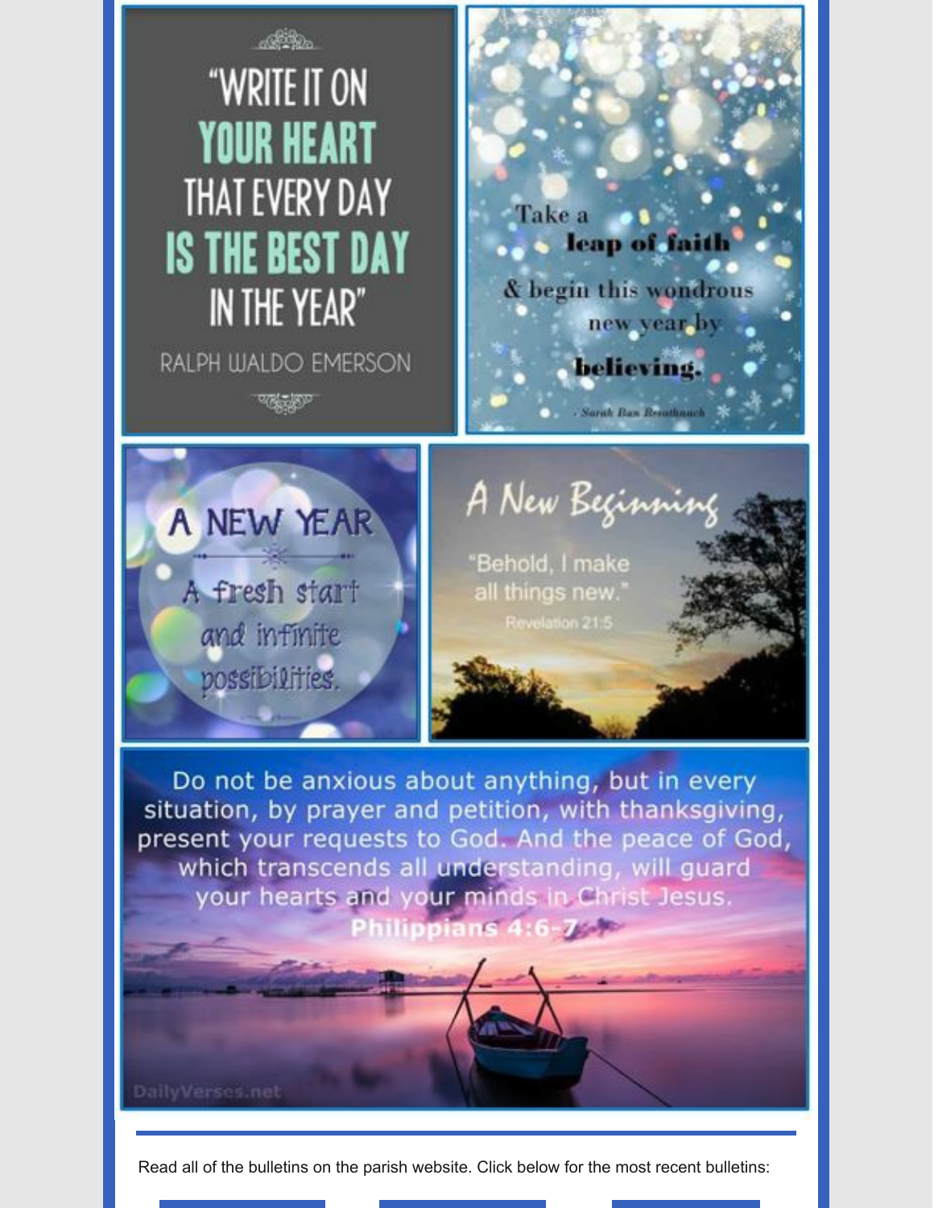"WRITE IT ON YOUR HEART THAT EVERY DAY IS THE BEST DAY IN THE YEAR"

RALPH WALDO EMERSON

Take a **leap of faith** & begin this wondrous new year by **believing.**

*- Sarah Ban Breathnach*

A NEW YEAR

A fresh start and infinite possibilities.

*A New Beginning*

"Behold, I make all things new."

Revelation 21:5

Do not be anxious about anything, but in every situation, by prayer and petition, with thanksgiving, present your requests to God. And the peace of God, which transcends all understanding, will guard your hearts and your minds in Christ Jesus.

**Philippians 4:6-7**

DailyVerses.net

---

Read all of the bulletins on the parish website. Click below for the most recent bulletins: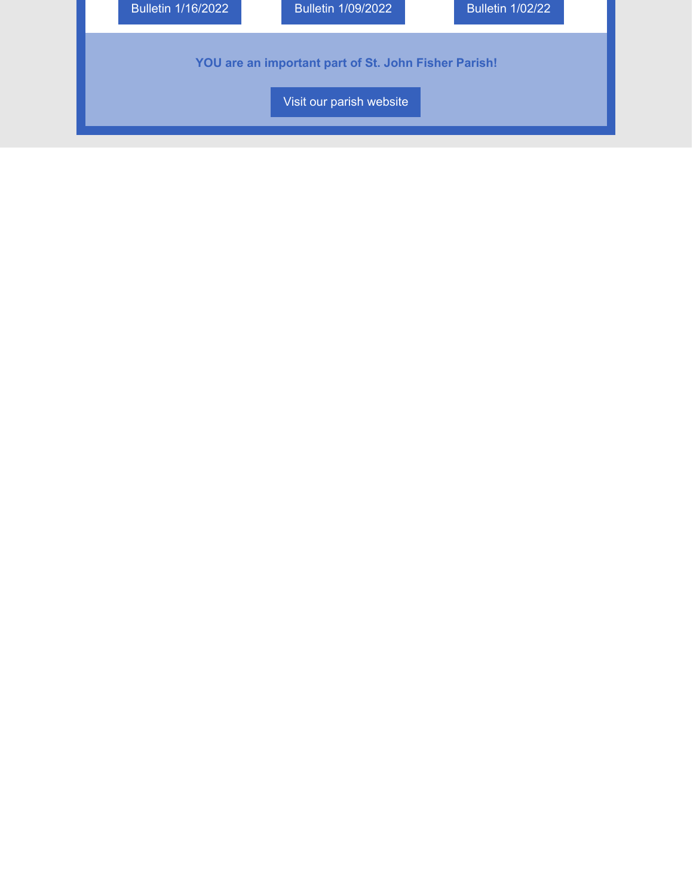Bulletin 1/16/2022 | Bulletin 1/09/2022 | Bulletin 1/02/22

**YOU are an important part of St. John Fisher Parish!**

Visit our parish website